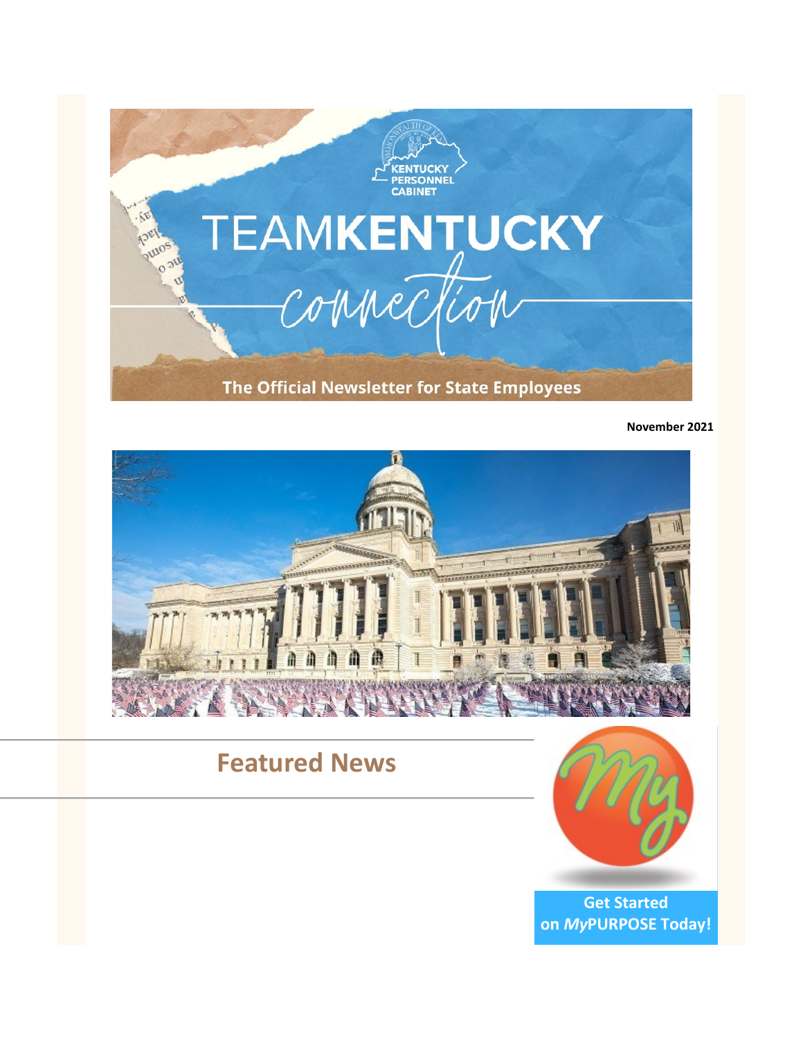KENTUCKY PERSONNEL CABINET

# TEAMKENTUCKY connection

The Official Newsletter for State Employees

**November 2021**

## Featured News

**Get Started on *My*PURPOSE Today!**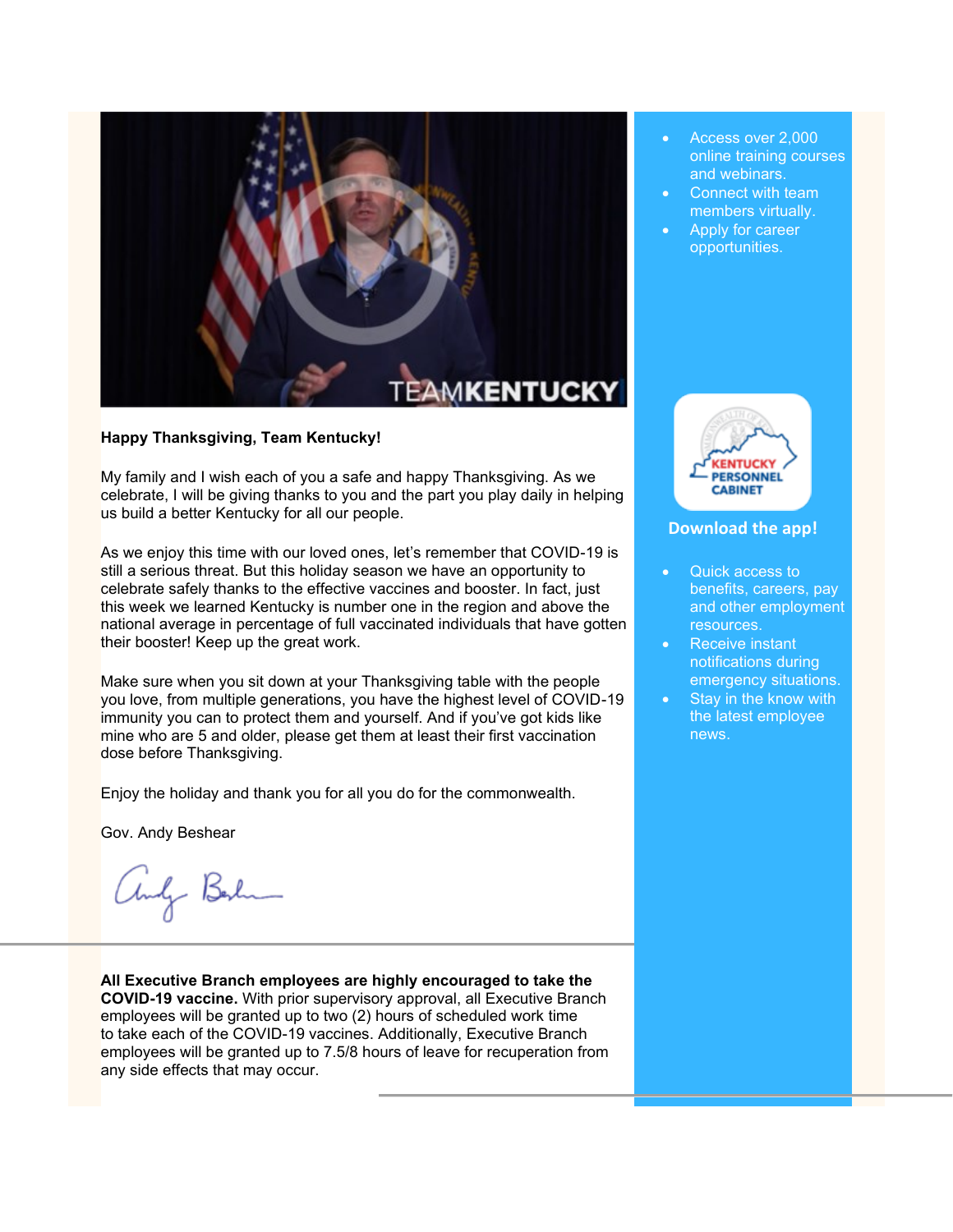**Happy Thanksgiving, Team Kentucky!**

My family and I wish each of you a safe and happy Thanksgiving. As we celebrate, I will be giving thanks to you and the part you play daily in helping us build a better Kentucky for all our people.

As we enjoy this time with our loved ones, let's remember that COVID-19 is still a serious threat. But this holiday season we have an opportunity to celebrate safely thanks to the effective vaccines and booster. In fact, just this week we learned Kentucky is number one in the region and above the national average in percentage of full vaccinated individuals that have gotten their booster! Keep up the great work.

Make sure when you sit down at your Thanksgiving table with the people you love, from multiple generations, you have the highest level of COVID-19 immunity you can to protect them and yourself. And if you've got kids like mine who are 5 and older, please get them at least their first vaccination dose before Thanksgiving.

Enjoy the holiday and thank you for all you do for the commonwealth.

Gov. Andy Beshear

---

**All Executive Branch employees are highly encouraged to take the COVID-19 vaccine.** With prior supervisory approval, all Executive Branch employees will be granted up to two (2) hours of scheduled work time to take each of the COVID-19 vaccines. Additionally, Executive Branch employees will be granted up to 7.5/8 hours of leave for recuperation from any side effects that may occur.

---

- Access over 2,000 online training courses and webinars.
- Connect with team members virtually.
- Apply for career opportunities.

**Download the app!**

- Quick access to benefits, careers, pay and other employment resources.
- Receive instant notifications during emergency situations.
- Stay in the know with the latest employee news.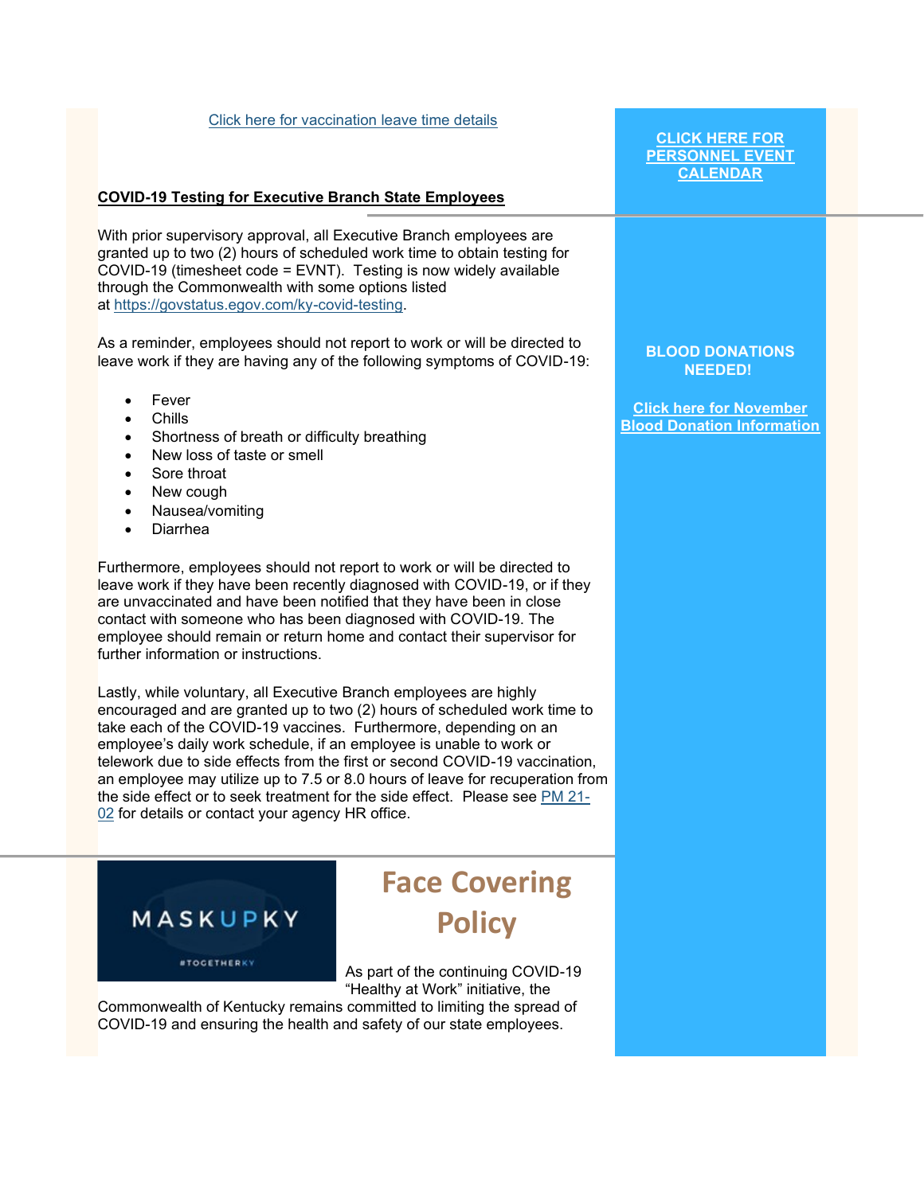Click here for vaccination leave time details

**CLICK HERE FOR PERSONNEL EVENT CALENDAR**

## COVID-19 Testing for Executive Branch State Employees

With prior supervisory approval, all Executive Branch employees are granted up to two (2) hours of scheduled work time to obtain testing for COVID-19 (timesheet code = EVNT). Testing is now widely available through the Commonwealth with some options listed at https://govstatus.egov.com/ky-covid-testing.

As a reminder, employees should not report to work or will be directed to leave work if they are having any of the following symptoms of COVID-19:

- Fever
- Chills
- Shortness of breath or difficulty breathing
- New loss of taste or smell
- Sore throat
- New cough
- Nausea/vomiting
- Diarrhea

Furthermore, employees should not report to work or will be directed to leave work if they have been recently diagnosed with COVID-19, or if they are unvaccinated and have been notified that they have been in close contact with someone who has been diagnosed with COVID-19. The employee should remain or return home and contact their supervisor for further information or instructions.

Lastly, while voluntary, all Executive Branch employees are highly encouraged and are granted up to two (2) hours of scheduled work time to take each of the COVID-19 vaccines. Furthermore, depending on an employee's daily work schedule, if an employee is unable to work or telework due to side effects from the first or second COVID-19 vaccination, an employee may utilize up to 7.5 or 8.0 hours of leave for recuperation from the side effect or to seek treatment for the side effect. Please see PM 21-02 for details or contact your agency HR office.

**BLOOD DONATIONS NEEDED!**

**Click here for November Blood Donation Information**

MASKUPKY

#TOGETHERKY

## Face Covering Policy

As part of the continuing COVID-19 "Healthy at Work" initiative, the Commonwealth of Kentucky remains committed to limiting the spread of COVID-19 and ensuring the health and safety of our state employees.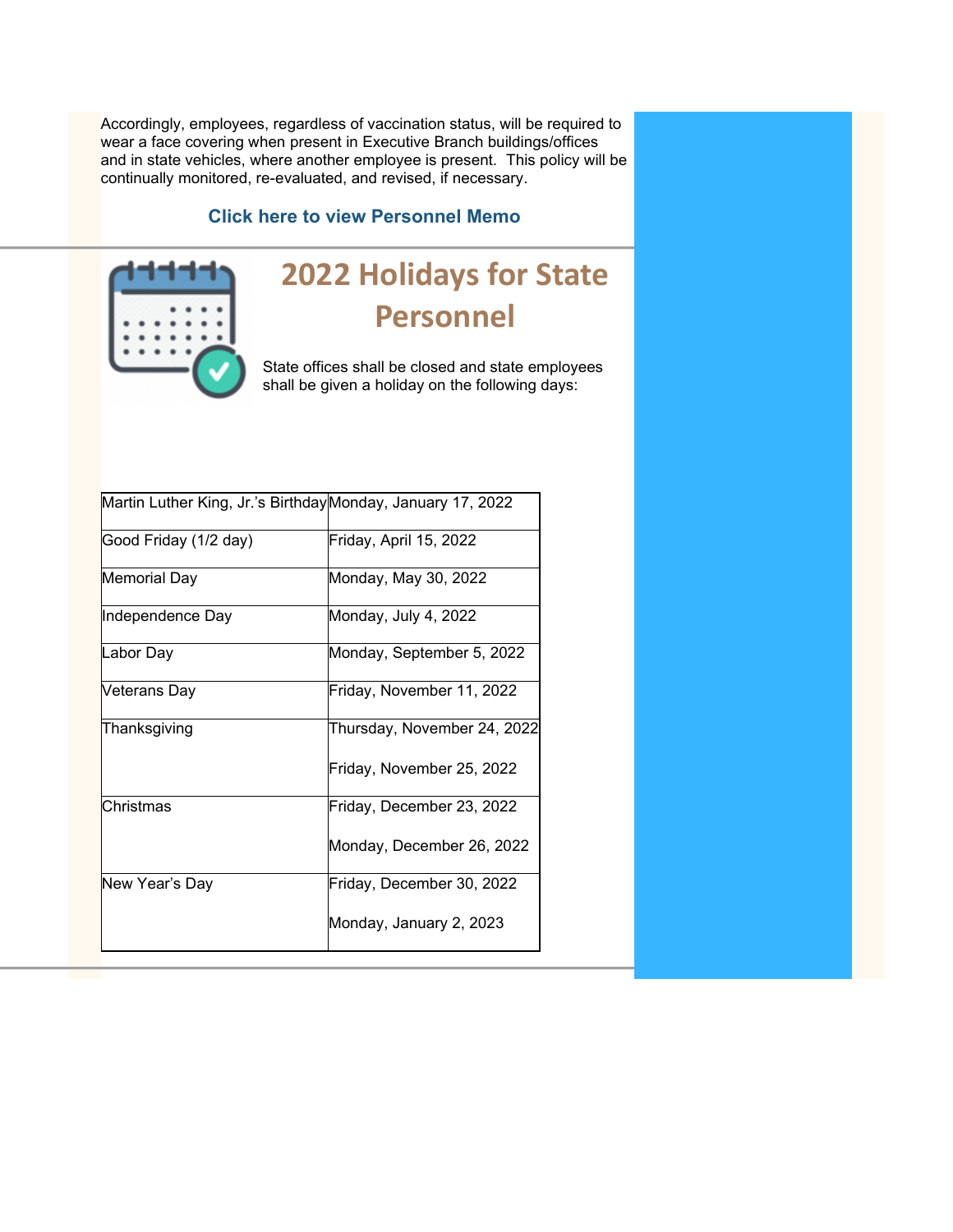Accordingly, employees, regardless of vaccination status, will be required to wear a face covering when present in Executive Branch buildings/offices and in state vehicles, where another employee is present. This policy will be continually monitored, re-evaluated, and revised, if necessary.

**Click here to view Personnel Memo**

## 2022 Holidays for State Personnel

State offices shall be closed and state employees shall be given a holiday on the following days:

| Holiday | Date |
|---|---|
| Martin Luther King, Jr.'s Birthday | Monday, January 17, 2022 |
| Good Friday (1/2 day) | Friday, April 15, 2022 |
| Memorial Day | Monday, May 30, 2022 |
| Independence Day | Monday, July 4, 2022 |
| Labor Day | Monday, September 5, 2022 |
| Veterans Day | Friday, November 11, 2022 |
| Thanksgiving | Thursday, November 24, 2022<br>Friday, November 25, 2022 |
| Christmas | Friday, December 23, 2022<br>Monday, December 26, 2022 |
| New Year's Day | Friday, December 30, 2022<br>Monday, January 2, 2023 |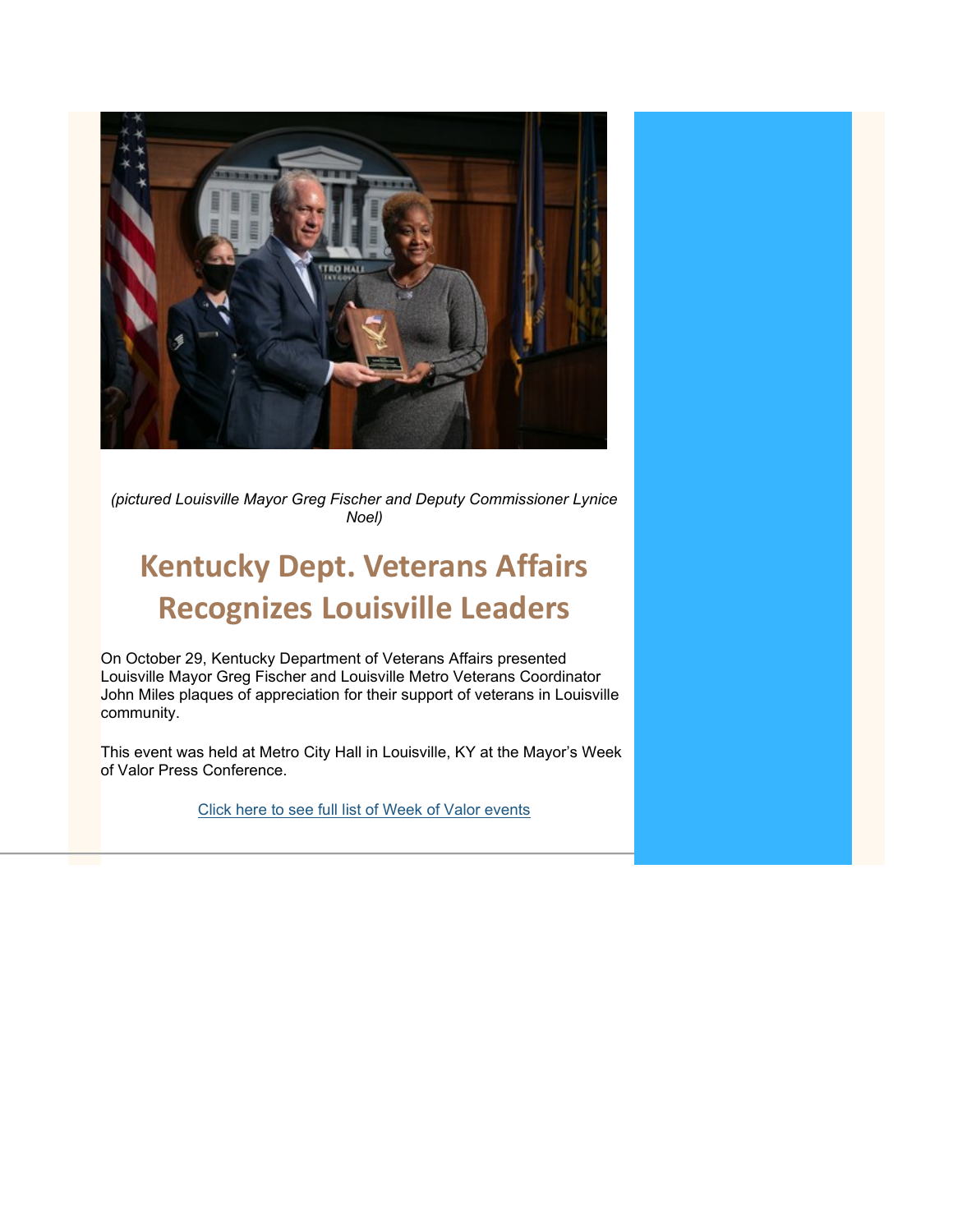*(pictured Louisville Mayor Greg Fischer and Deputy Commissioner Lynice Noel)*

# Kentucky Dept. Veterans Affairs Recognizes Louisville Leaders

On October 29, Kentucky Department of Veterans Affairs presented Louisville Mayor Greg Fischer and Louisville Metro Veterans Coordinator John Miles plaques of appreciation for their support of veterans in Louisville community.

This event was held at Metro City Hall in Louisville, KY at the Mayor's Week of Valor Press Conference.

Click here to see full list of Week of Valor events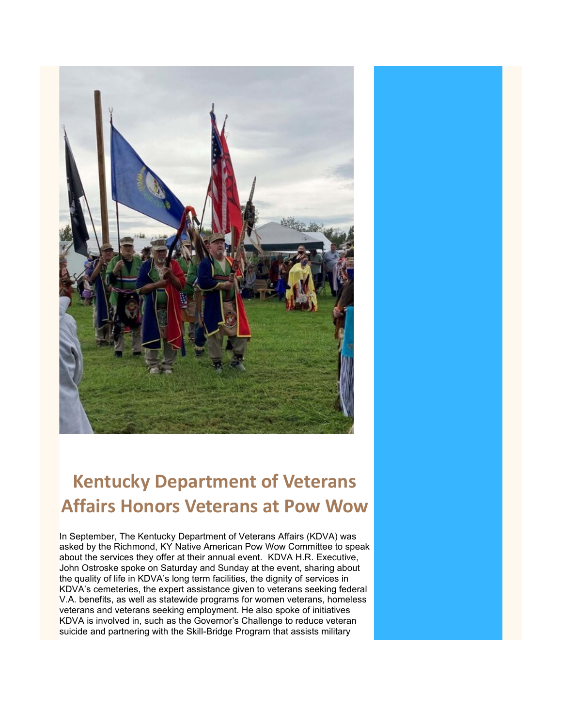# Kentucky Department of Veterans Affairs Honors Veterans at Pow Wow

In September, The Kentucky Department of Veterans Affairs (KDVA) was asked by the Richmond, KY Native American Pow Wow Committee to speak about the services they offer at their annual event. KDVA H.R. Executive, John Ostroske spoke on Saturday and Sunday at the event, sharing about the quality of life in KDVA's long term facilities, the dignity of services in KDVA's cemeteries, the expert assistance given to veterans seeking federal V.A. benefits, as well as statewide programs for women veterans, homeless veterans and veterans seeking employment. He also spoke of initiatives KDVA is involved in, such as the Governor's Challenge to reduce veteran suicide and partnering with the Skill-Bridge Program that assists military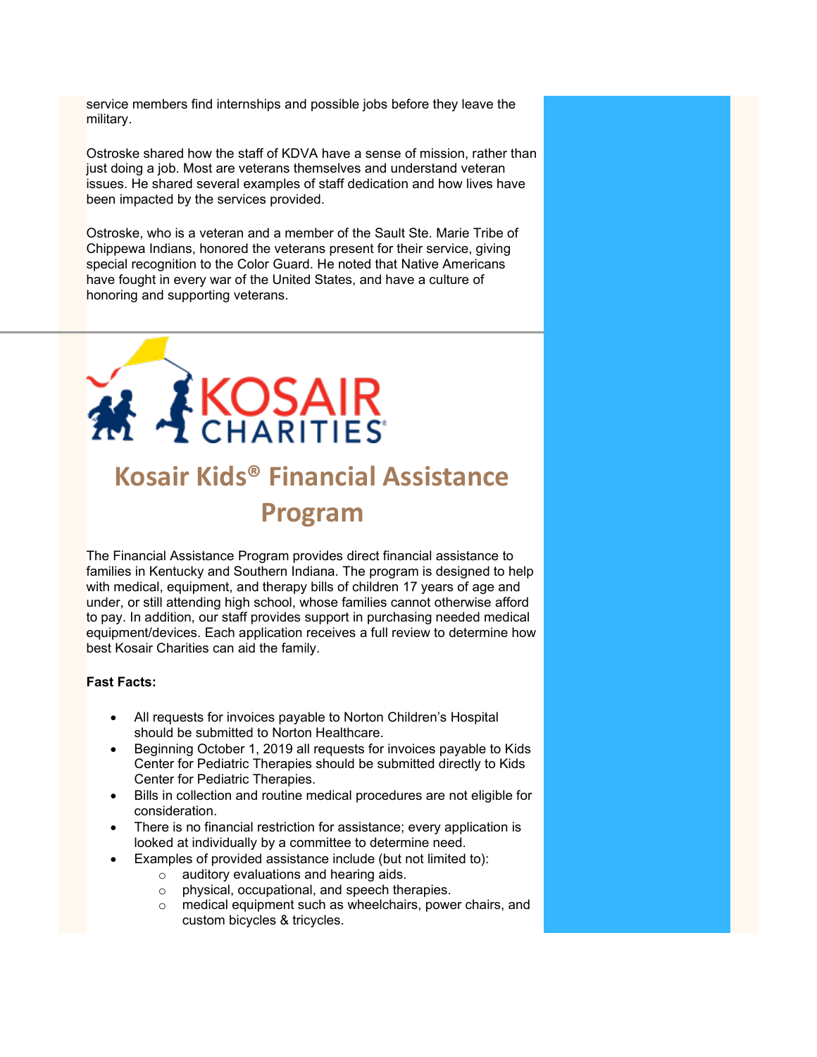service members find internships and possible jobs before they leave the military.

Ostroske shared how the staff of KDVA have a sense of mission, rather than just doing a job. Most are veterans themselves and understand veteran issues. He shared several examples of staff dedication and how lives have been impacted by the services provided.

Ostroske, who is a veteran and a member of the Sault Ste. Marie Tribe of Chippewa Indians, honored the veterans present for their service, giving special recognition to the Color Guard. He noted that Native Americans have fought in every war of the United States, and have a culture of honoring and supporting veterans.

---

KOSAIR CHARITIES®

## Kosair Kids® Financial Assistance Program

The Financial Assistance Program provides direct financial assistance to families in Kentucky and Southern Indiana. The program is designed to help with medical, equipment, and therapy bills of children 17 years of age and under, or still attending high school, whose families cannot otherwise afford to pay. In addition, our staff provides support in purchasing needed medical equipment/devices. Each application receives a full review to determine how best Kosair Charities can aid the family.

**Fast Facts:**

- All requests for invoices payable to Norton Children's Hospital should be submitted to Norton Healthcare.
- Beginning October 1, 2019 all requests for invoices payable to Kids Center for Pediatric Therapies should be submitted directly to Kids Center for Pediatric Therapies.
- Bills in collection and routine medical procedures are not eligible for consideration.
- There is no financial restriction for assistance; every application is looked at individually by a committee to determine need.
- Examples of provided assistance include (but not limited to):
  - auditory evaluations and hearing aids.
  - physical, occupational, and speech therapies.
  - medical equipment such as wheelchairs, power chairs, and custom bicycles & tricycles.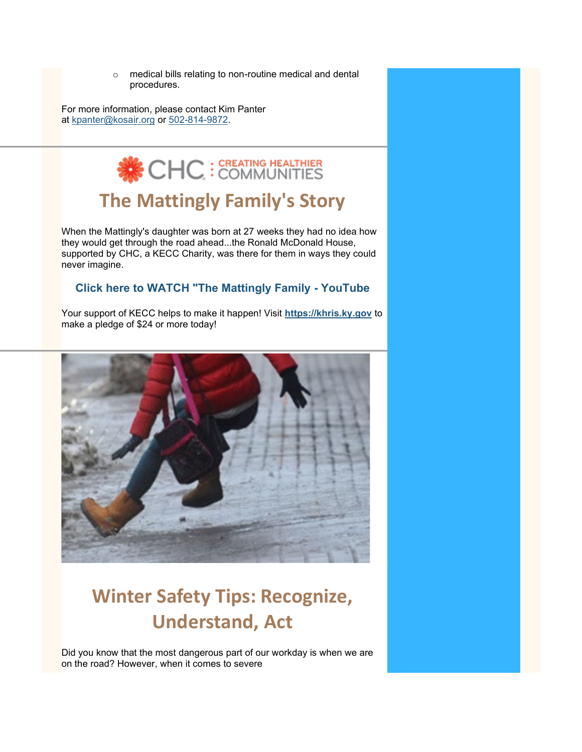- medical bills relating to non-routine medical and dental procedures.

For more information, please contact Kim Panter at kpanter@kosair.org or 502-814-9872.

---

CHC : CREATING HEALTHIER COMMUNITIES

## The Mattingly Family's Story

When the Mattingly's daughter was born at 27 weeks they had no idea how they would get through the road ahead...the Ronald McDonald House, supported by CHC, a KECC Charity, was there for them in ways they could never imagine.

**Click here to WATCH "The Mattingly Family - YouTube**

Your support of KECC helps to make it happen! Visit **https://khris.ky.gov** to make a pledge of $24 or more today!

---

## Winter Safety Tips: Recognize, Understand, Act

Did you know that the most dangerous part of our workday is when we are on the road? However, when it comes to severe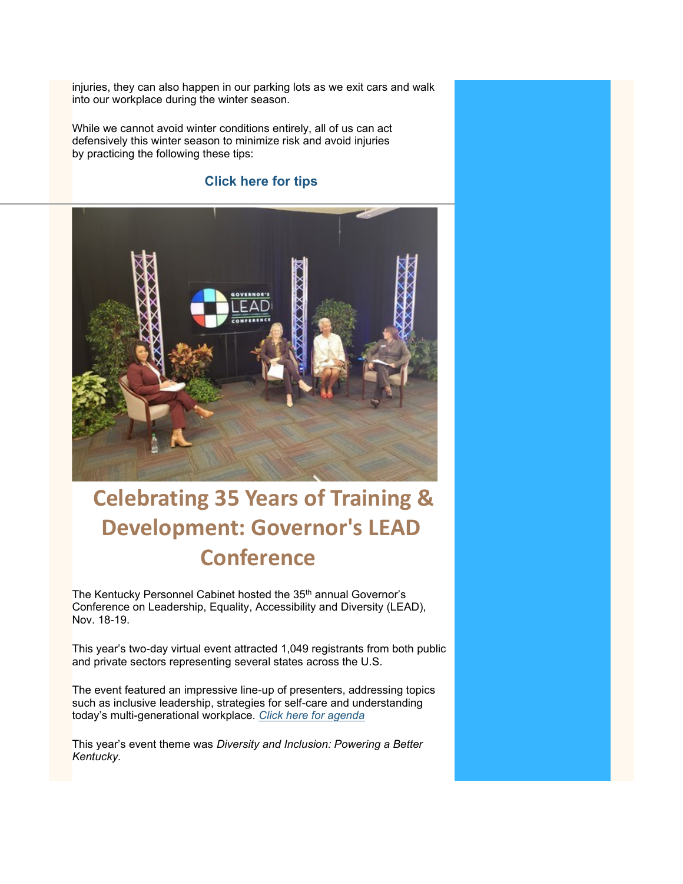injuries, they can also happen in our parking lots as we exit cars and walk into our workplace during the winter season.

While we cannot avoid winter conditions entirely, all of us can act defensively this winter season to minimize risk and avoid injuries by practicing the following these tips:

**Click here for tips**

---

# Celebrating 35 Years of Training & Development: Governor's LEAD Conference

The Kentucky Personnel Cabinet hosted the 35th annual Governor's Conference on Leadership, Equality, Accessibility and Diversity (LEAD), Nov. 18-19.

This year's two-day virtual event attracted 1,049 registrants from both public and private sectors representing several states across the U.S.

The event featured an impressive line-up of presenters, addressing topics such as inclusive leadership, strategies for self-care and understanding today's multi-generational workplace. *Click here for agenda*

This year's event theme was *Diversity and Inclusion: Powering a Better Kentucky.*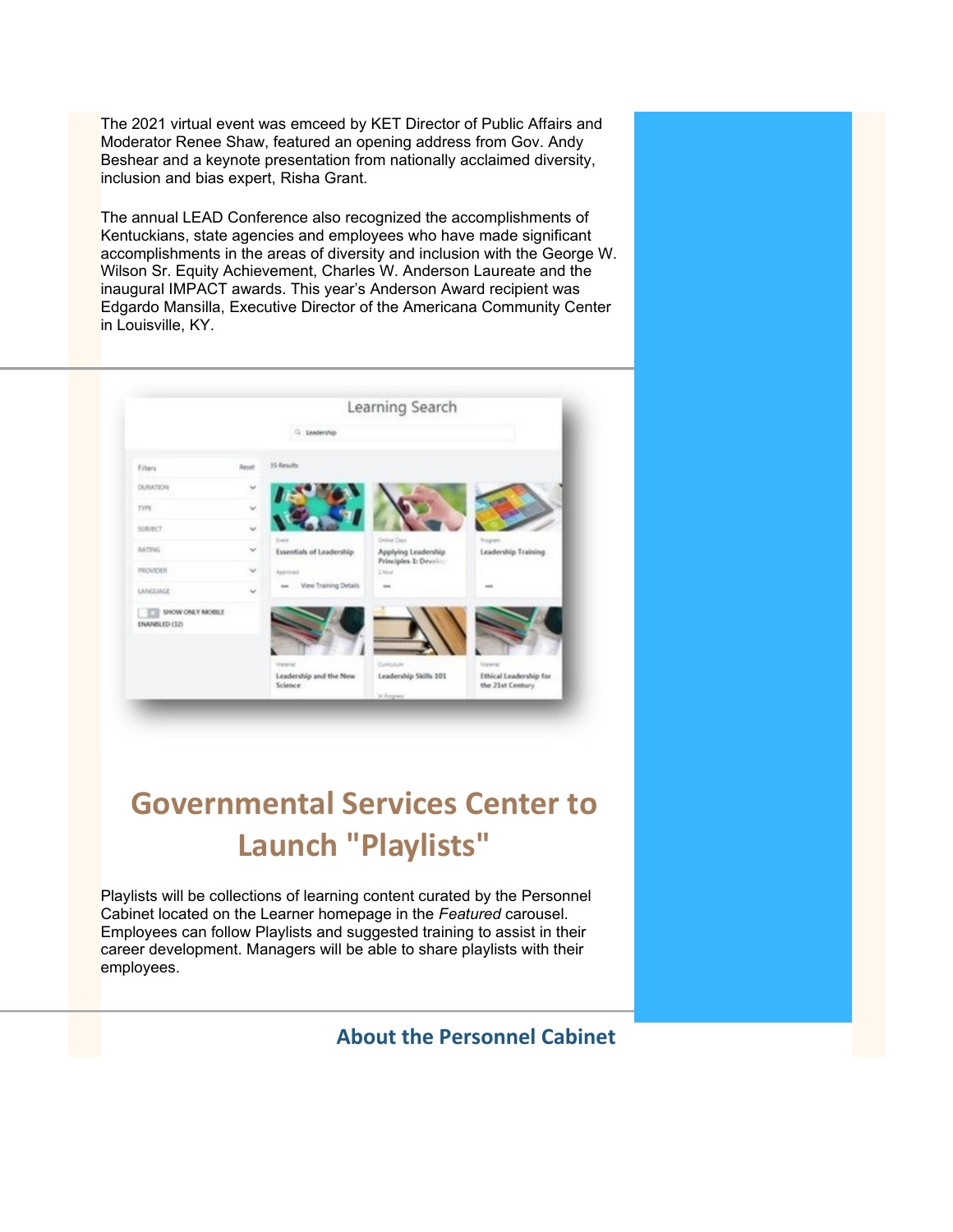The 2021 virtual event was emceed by KET Director of Public Affairs and Moderator Renee Shaw, featured an opening address from Gov. Andy Beshear and a keynote presentation from nationally acclaimed diversity, inclusion and bias expert, Risha Grant.

The annual LEAD Conference also recognized the accomplishments of Kentuckians, state agencies and employees who have made significant accomplishments in the areas of diversity and inclusion with the George W. Wilson Sr. Equity Achievement, Charles W. Anderson Laureate and the inaugural IMPACT awards. This year's Anderson Award recipient was Edgardo Mansilla, Executive Director of the Americana Community Center in Louisville, KY.

---

# Governmental Services Center to Launch "Playlists"

Playlists will be collections of learning content curated by the Personnel Cabinet located on the Learner homepage in the *Featured* carousel. Employees can follow Playlists and suggested training to assist in their career development. Managers will be able to share playlists with their employees.

---

## About the Personnel Cabinet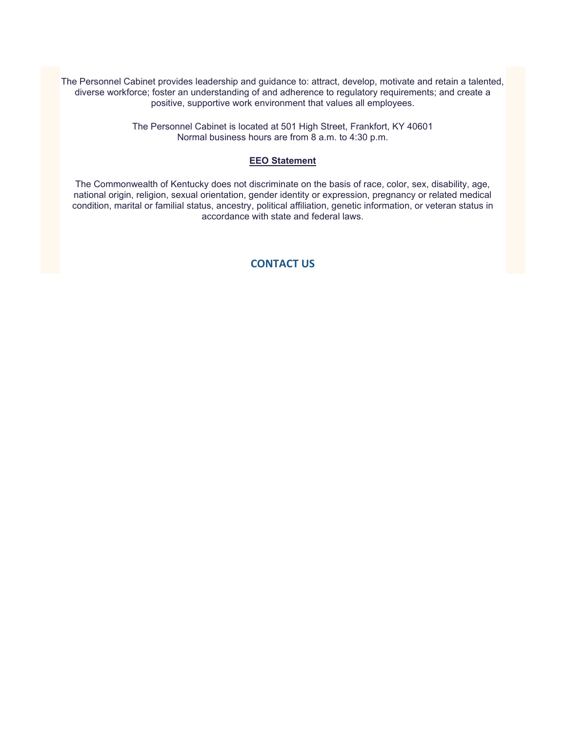The Personnel Cabinet provides leadership and guidance to: attract, develop, motivate and retain a talented, diverse workforce; foster an understanding of and adherence to regulatory requirements; and create a positive, supportive work environment that values all employees.

The Personnel Cabinet is located at 501 High Street, Frankfort, KY 40601
Normal business hours are from 8 a.m. to 4:30 p.m.

**EEO Statement**

The Commonwealth of Kentucky does not discriminate on the basis of race, color, sex, disability, age, national origin, religion, sexual orientation, gender identity or expression, pregnancy or related medical condition, marital or familial status, ancestry, political affiliation, genetic information, or veteran status in accordance with state and federal laws.

## CONTACT US